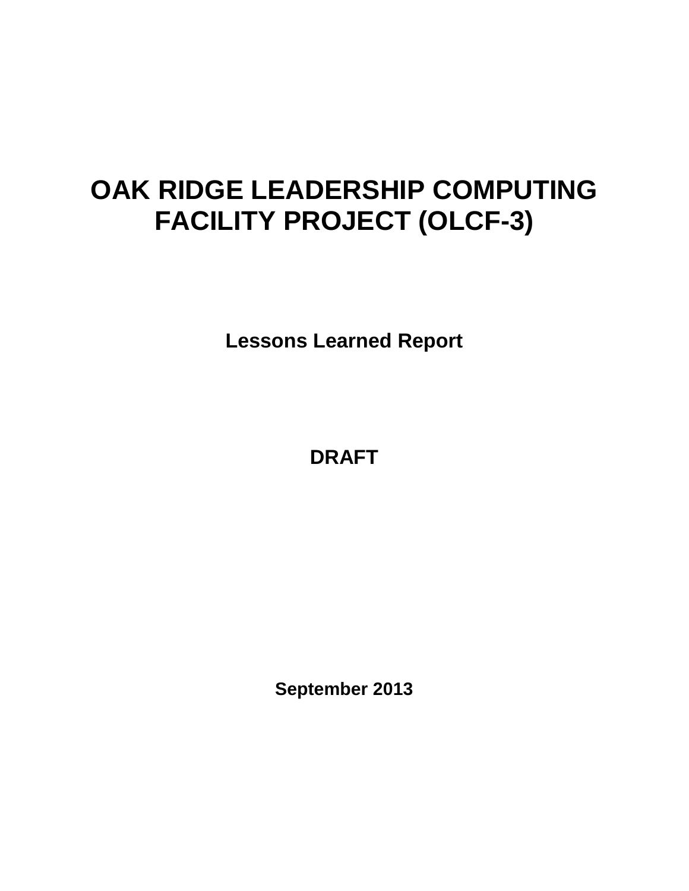# OAK RIDGE LEADERSHIP COMPUTING FACILITY PROJECT (OLCF-3)

**Lessons Learned Report**

**DRAFT**

**September 2013**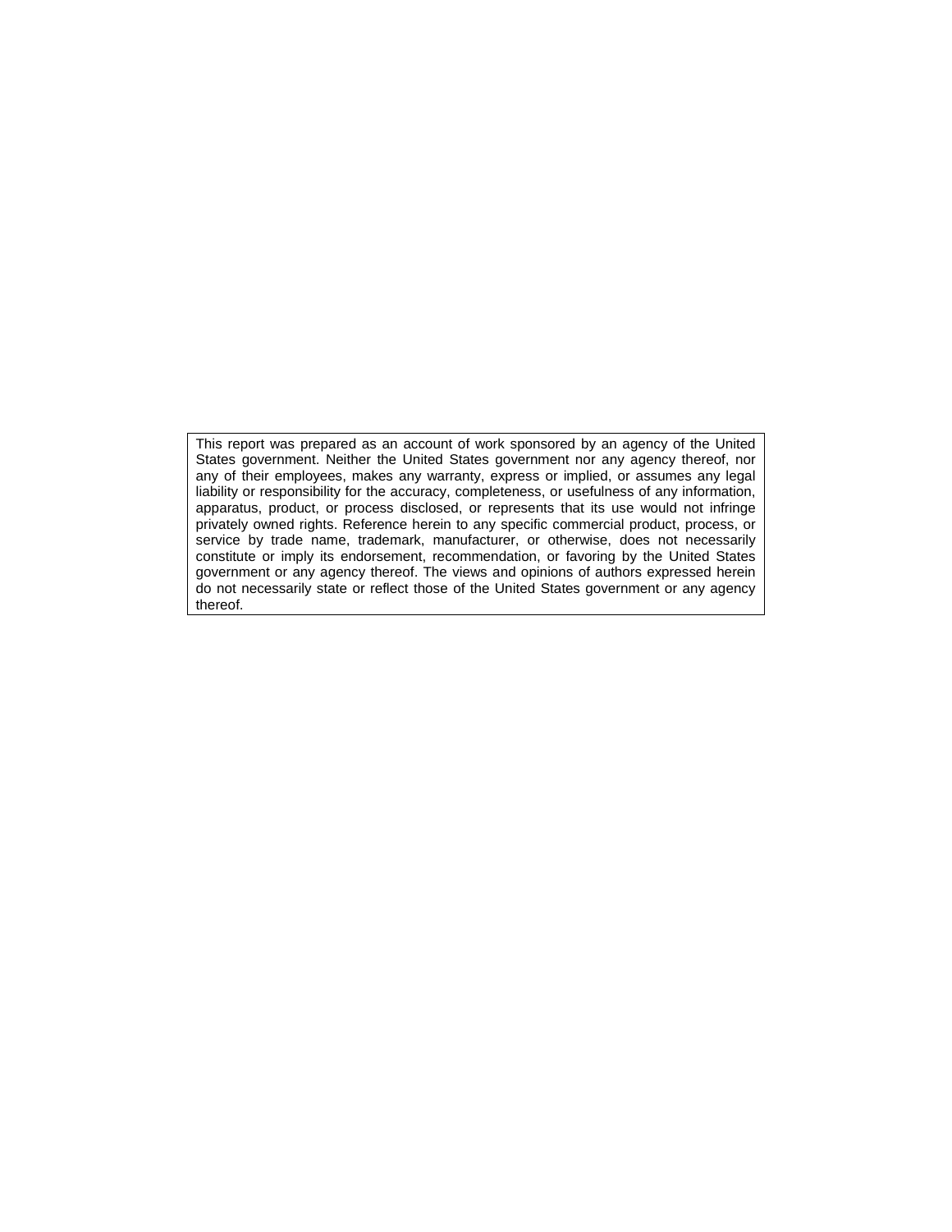This report was prepared as an account of work sponsored by an agency of the United States government. Neither the United States government nor any agency thereof, nor any of their employees, makes any warranty, express or implied, or assumes any legal liability or responsibility for the accuracy, completeness, or usefulness of any information, apparatus, product, or process disclosed, or represents that its use would not infringe privately owned rights. Reference herein to any specific commercial product, process, or service by trade name, trademark, manufacturer, or otherwise, does not necessarily constitute or imply its endorsement, recommendation, or favoring by the United States government or any agency thereof. The views and opinions of authors expressed herein do not necessarily state or reflect those of the United States government or any agency thereof.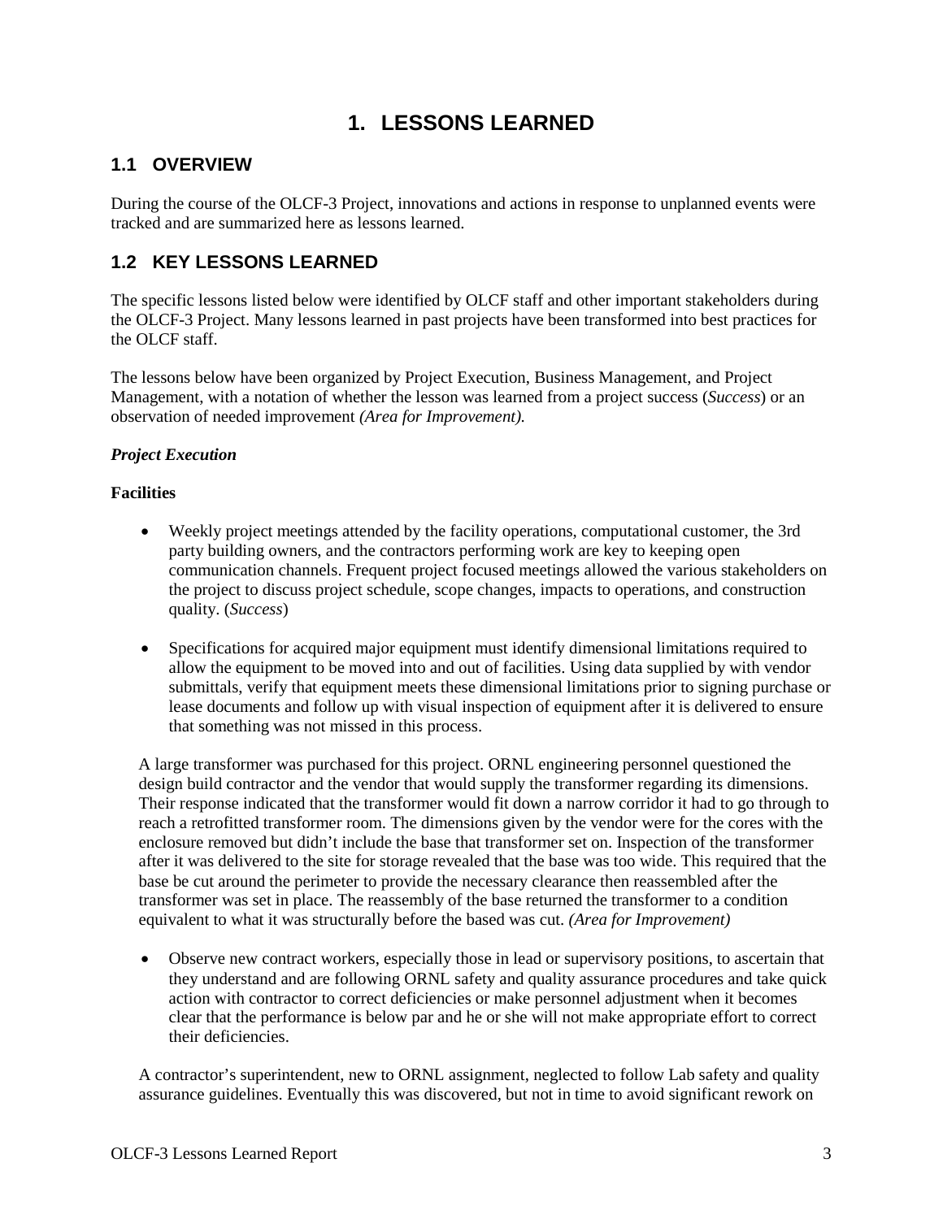# 1. LESSONS LEARNED

## 1.1 OVERVIEW

During the course of the OLCF-3 Project, innovations and actions in response to unplanned events were tracked and are summarized here as lessons learned.

## 1.2 KEY LESSONS LEARNED

The specific lessons listed below were identified by OLCF staff and other important stakeholders during the OLCF-3 Project. Many lessons learned in past projects have been transformed into best practices for the OLCF staff.

The lessons below have been organized by Project Execution, Business Management, and Project Management, with a notation of whether the lesson was learned from a project success (*Success*) or an observation of needed improvement *(Area for Improvement).*

***Project Execution***

**Facilities**

- Weekly project meetings attended by the facility operations, computational customer, the 3rd party building owners, and the contractors performing work are key to keeping open communication channels. Frequent project focused meetings allowed the various stakeholders on the project to discuss project schedule, scope changes, impacts to operations, and construction quality. (*Success*)

- Specifications for acquired major equipment must identify dimensional limitations required to allow the equipment to be moved into and out of facilities. Using data supplied by with vendor submittals, verify that equipment meets these dimensional limitations prior to signing purchase or lease documents and follow up with visual inspection of equipment after it is delivered to ensure that something was not missed in this process.

  A large transformer was purchased for this project. ORNL engineering personnel questioned the design build contractor and the vendor that would supply the transformer regarding its dimensions. Their response indicated that the transformer would fit down a narrow corridor it had to go through to reach a retrofitted transformer room. The dimensions given by the vendor were for the cores with the enclosure removed but didn't include the base that transformer set on. Inspection of the transformer after it was delivered to the site for storage revealed that the base was too wide. This required that the base be cut around the perimeter to provide the necessary clearance then reassembled after the transformer was set in place. The reassembly of the base returned the transformer to a condition equivalent to what it was structurally before the based was cut. *(Area for Improvement)*

- Observe new contract workers, especially those in lead or supervisory positions, to ascertain that they understand and are following ORNL safety and quality assurance procedures and take quick action with contractor to correct deficiencies or make personnel adjustment when it becomes clear that the performance is below par and he or she will not make appropriate effort to correct their deficiencies.

  A contractor's superintendent, new to ORNL assignment, neglected to follow Lab safety and quality assurance guidelines. Eventually this was discovered, but not in time to avoid significant rework on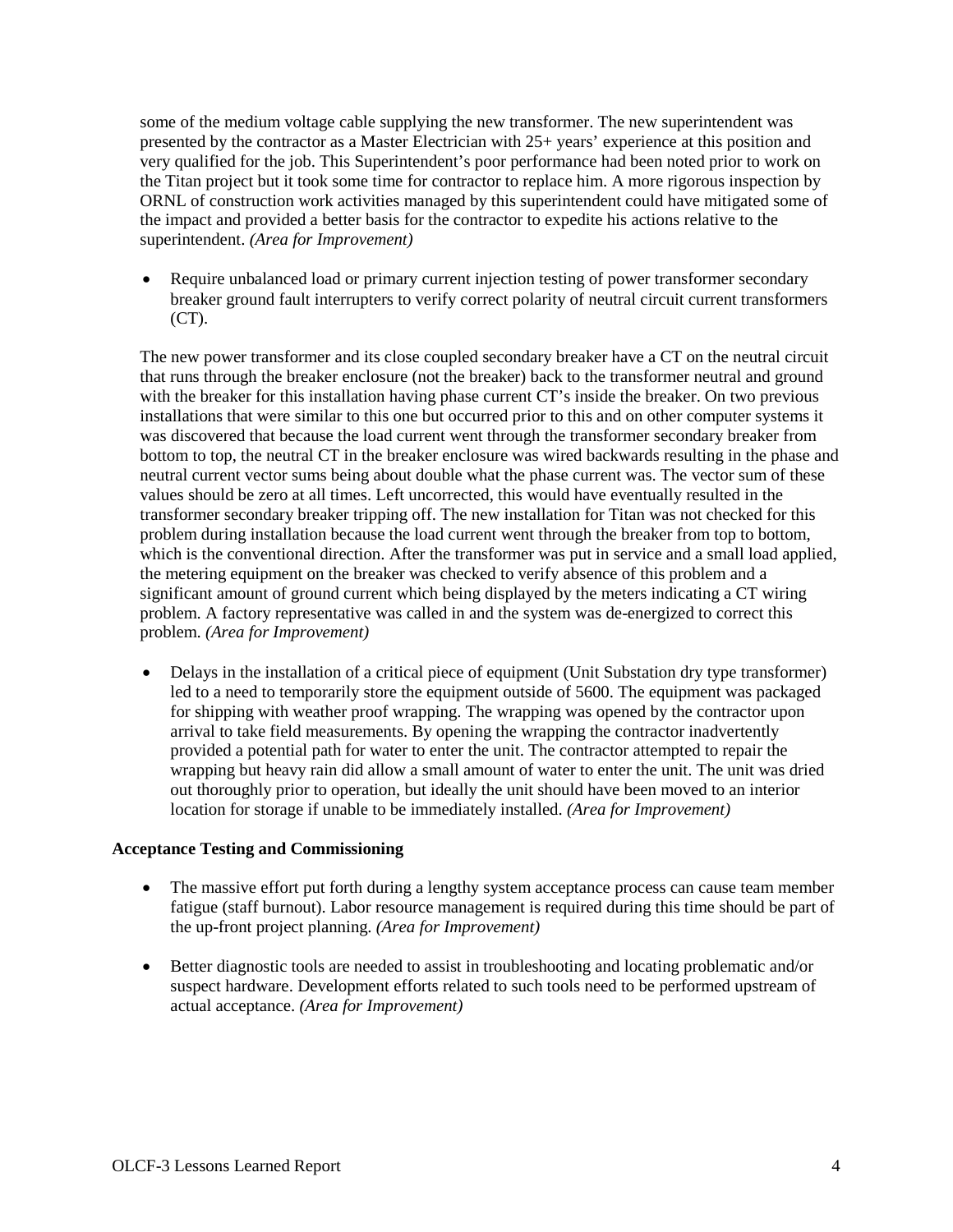some of the medium voltage cable supplying the new transformer. The new superintendent was presented by the contractor as a Master Electrician with 25+ years' experience at this position and very qualified for the job. This Superintendent's poor performance had been noted prior to work on the Titan project but it took some time for contractor to replace him. A more rigorous inspection by ORNL of construction work activities managed by this superintendent could have mitigated some of the impact and provided a better basis for the contractor to expedite his actions relative to the superintendent. *(Area for Improvement)*

- Require unbalanced load or primary current injection testing of power transformer secondary breaker ground fault interrupters to verify correct polarity of neutral circuit current transformers (CT).

The new power transformer and its close coupled secondary breaker have a CT on the neutral circuit that runs through the breaker enclosure (not the breaker) back to the transformer neutral and ground with the breaker for this installation having phase current CT's inside the breaker. On two previous installations that were similar to this one but occurred prior to this and on other computer systems it was discovered that because the load current went through the transformer secondary breaker from bottom to top, the neutral CT in the breaker enclosure was wired backwards resulting in the phase and neutral current vector sums being about double what the phase current was. The vector sum of these values should be zero at all times. Left uncorrected, this would have eventually resulted in the transformer secondary breaker tripping off. The new installation for Titan was not checked for this problem during installation because the load current went through the breaker from top to bottom, which is the conventional direction. After the transformer was put in service and a small load applied, the metering equipment on the breaker was checked to verify absence of this problem and a significant amount of ground current which being displayed by the meters indicating a CT wiring problem. A factory representative was called in and the system was de-energized to correct this problem. *(Area for Improvement)*

- Delays in the installation of a critical piece of equipment (Unit Substation dry type transformer) led to a need to temporarily store the equipment outside of 5600. The equipment was packaged for shipping with weather proof wrapping. The wrapping was opened by the contractor upon arrival to take field measurements. By opening the wrapping the contractor inadvertently provided a potential path for water to enter the unit. The contractor attempted to repair the wrapping but heavy rain did allow a small amount of water to enter the unit. The unit was dried out thoroughly prior to operation, but ideally the unit should have been moved to an interior location for storage if unable to be immediately installed. *(Area for Improvement)*

**Acceptance Testing and Commissioning**

- The massive effort put forth during a lengthy system acceptance process can cause team member fatigue (staff burnout). Labor resource management is required during this time should be part of the up-front project planning. *(Area for Improvement)*
- Better diagnostic tools are needed to assist in troubleshooting and locating problematic and/or suspect hardware. Development efforts related to such tools need to be performed upstream of actual acceptance. *(Area for Improvement)*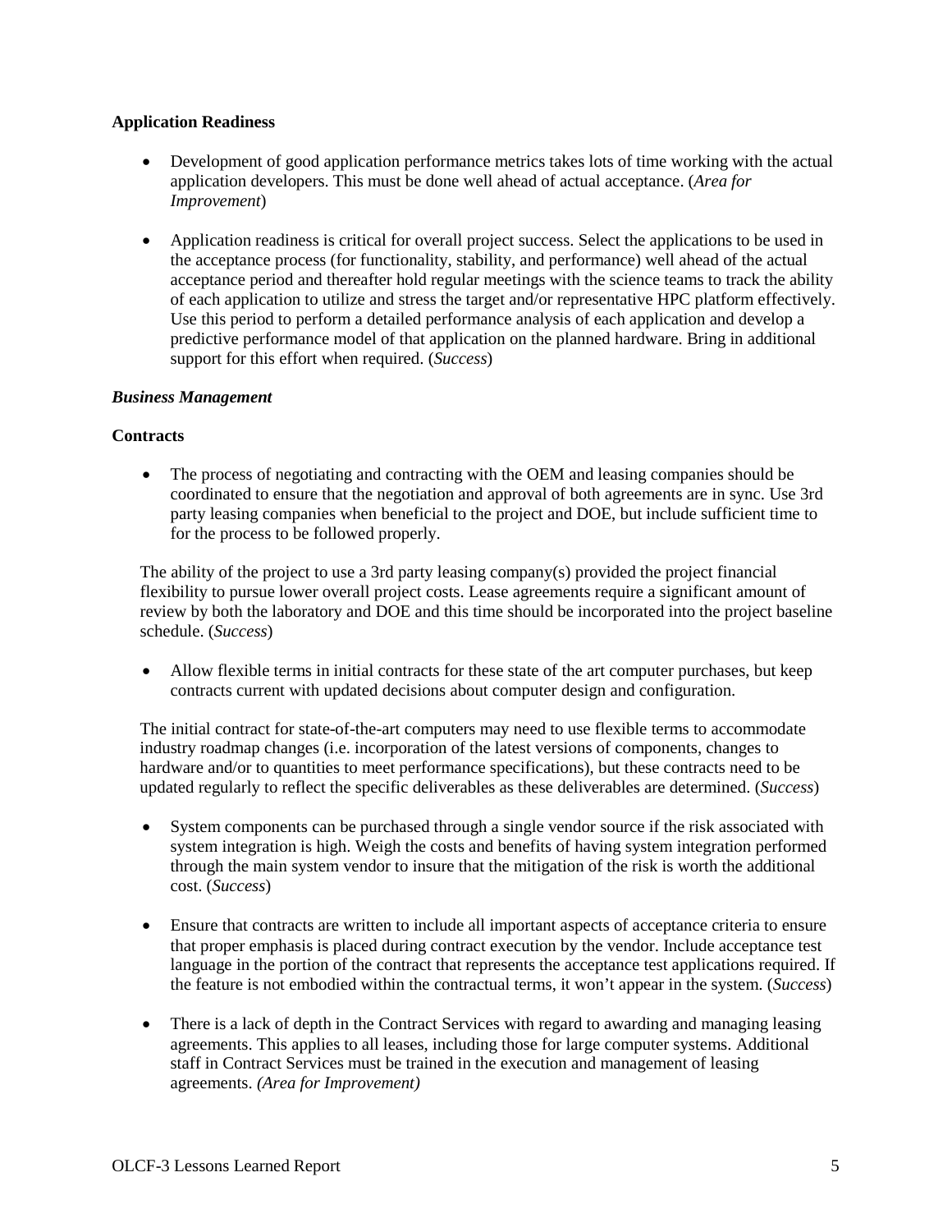**Application Readiness**

- Development of good application performance metrics takes lots of time working with the actual application developers. This must be done well ahead of actual acceptance. (*Area for Improvement*)

- Application readiness is critical for overall project success. Select the applications to be used in the acceptance process (for functionality, stability, and performance) well ahead of the actual acceptance period and thereafter hold regular meetings with the science teams to track the ability of each application to utilize and stress the target and/or representative HPC platform effectively. Use this period to perform a detailed performance analysis of each application and develop a predictive performance model of that application on the planned hardware. Bring in additional support for this effort when required. (*Success*)

***Business Management***

**Contracts**

- The process of negotiating and contracting with the OEM and leasing companies should be coordinated to ensure that the negotiation and approval of both agreements are in sync. Use 3rd party leasing companies when beneficial to the project and DOE, but include sufficient time to for the process to be followed properly.

The ability of the project to use a 3rd party leasing company(s) provided the project financial flexibility to pursue lower overall project costs. Lease agreements require a significant amount of review by both the laboratory and DOE and this time should be incorporated into the project baseline schedule. (*Success*)

- Allow flexible terms in initial contracts for these state of the art computer purchases, but keep contracts current with updated decisions about computer design and configuration.

The initial contract for state-of-the-art computers may need to use flexible terms to accommodate industry roadmap changes (i.e. incorporation of the latest versions of components, changes to hardware and/or to quantities to meet performance specifications), but these contracts need to be updated regularly to reflect the specific deliverables as these deliverables are determined. (*Success*)

- System components can be purchased through a single vendor source if the risk associated with system integration is high. Weigh the costs and benefits of having system integration performed through the main system vendor to insure that the mitigation of the risk is worth the additional cost. (*Success*)

- Ensure that contracts are written to include all important aspects of acceptance criteria to ensure that proper emphasis is placed during contract execution by the vendor. Include acceptance test language in the portion of the contract that represents the acceptance test applications required. If the feature is not embodied within the contractual terms, it won't appear in the system. (*Success*)

- There is a lack of depth in the Contract Services with regard to awarding and managing leasing agreements. This applies to all leases, including those for large computer systems. Additional staff in Contract Services must be trained in the execution and management of leasing agreements. *(Area for Improvement)*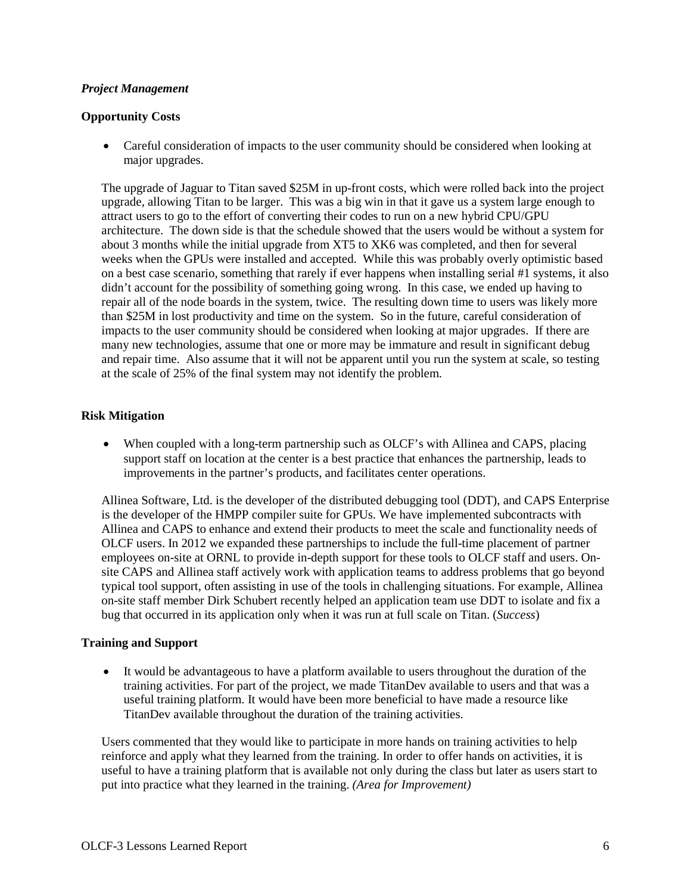***Project Management***

**Opportunity Costs**

- Careful consideration of impacts to the user community should be considered when looking at major upgrades.

The upgrade of Jaguar to Titan saved \$25M in up-front costs, which were rolled back into the project upgrade, allowing Titan to be larger. This was a big win in that it gave us a system large enough to attract users to go to the effort of converting their codes to run on a new hybrid CPU/GPU architecture. The down side is that the schedule showed that the users would be without a system for about 3 months while the initial upgrade from XT5 to XK6 was completed, and then for several weeks when the GPUs were installed and accepted. While this was probably overly optimistic based on a best case scenario, something that rarely if ever happens when installing serial #1 systems, it also didn't account for the possibility of something going wrong. In this case, we ended up having to repair all of the node boards in the system, twice. The resulting down time to users was likely more than \$25M in lost productivity and time on the system. So in the future, careful consideration of impacts to the user community should be considered when looking at major upgrades. If there are many new technologies, assume that one or more may be immature and result in significant debug and repair time. Also assume that it will not be apparent until you run the system at scale, so testing at the scale of 25% of the final system may not identify the problem.

**Risk Mitigation**

- When coupled with a long-term partnership such as OLCF's with Allinea and CAPS, placing support staff on location at the center is a best practice that enhances the partnership, leads to improvements in the partner's products, and facilitates center operations.

Allinea Software, Ltd. is the developer of the distributed debugging tool (DDT), and CAPS Enterprise is the developer of the HMPP compiler suite for GPUs. We have implemented subcontracts with Allinea and CAPS to enhance and extend their products to meet the scale and functionality needs of OLCF users. In 2012 we expanded these partnerships to include the full-time placement of partner employees on-site at ORNL to provide in-depth support for these tools to OLCF staff and users. On-site CAPS and Allinea staff actively work with application teams to address problems that go beyond typical tool support, often assisting in use of the tools in challenging situations. For example, Allinea on-site staff member Dirk Schubert recently helped an application team use DDT to isolate and fix a bug that occurred in its application only when it was run at full scale on Titan. (*Success*)

**Training and Support**

- It would be advantageous to have a platform available to users throughout the duration of the training activities. For part of the project, we made TitanDev available to users and that was a useful training platform. It would have been more beneficial to have made a resource like TitanDev available throughout the duration of the training activities.

Users commented that they would like to participate in more hands on training activities to help reinforce and apply what they learned from the training. In order to offer hands on activities, it is useful to have a training platform that is available not only during the class but later as users start to put into practice what they learned in the training. *(Area for Improvement)*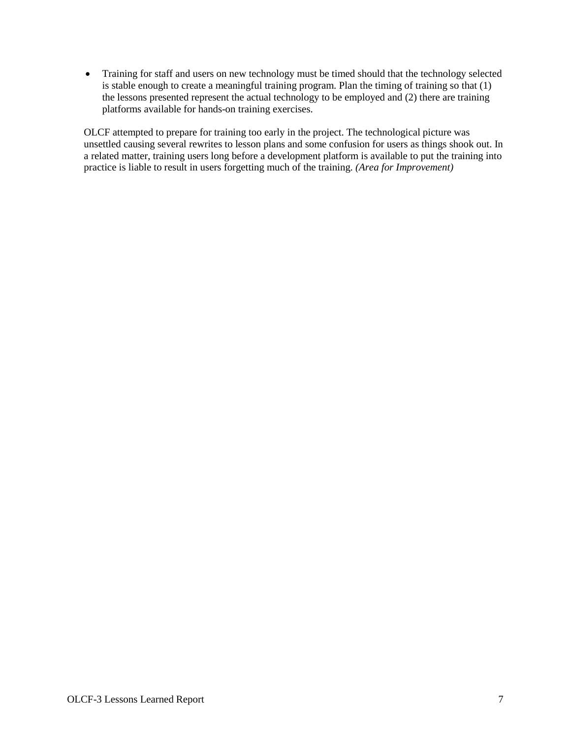- Training for staff and users on new technology must be timed should that the technology selected is stable enough to create a meaningful training program. Plan the timing of training so that (1) the lessons presented represent the actual technology to be employed and (2) there are training platforms available for hands-on training exercises.

OLCF attempted to prepare for training too early in the project. The technological picture was unsettled causing several rewrites to lesson plans and some confusion for users as things shook out. In a related matter, training users long before a development platform is available to put the training into practice is liable to result in users forgetting much of the training. *(Area for Improvement)*